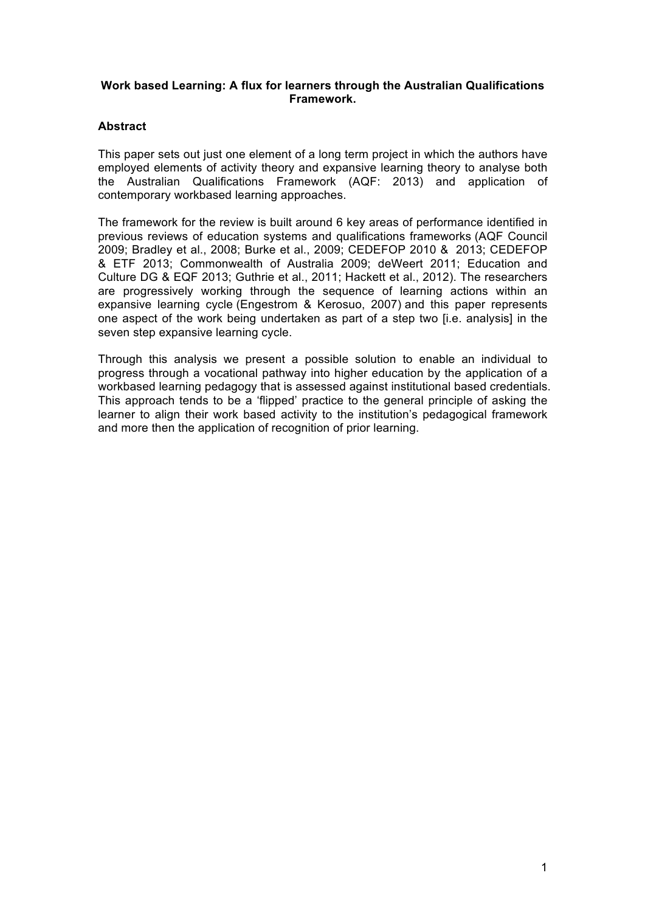**Work based Learning: A flux for learners through the Australian Qualifications Framework.**

## Abstract

This paper sets out just one element of a long term project in which the authors have employed elements of activity theory and expansive learning theory to analyse both the Australian Qualifications Framework (AQF: 2013) and application of contemporary workbased learning approaches.

The framework for the review is built around 6 key areas of performance identified in previous reviews of education systems and qualifications frameworks (AQF Council 2009; Bradley et al., 2008; Burke et al., 2009; CEDEFOP 2010 & 2013; CEDEFOP & ETF 2013; Commonwealth of Australia 2009; deWeert 2011; Education and Culture DG & EQF 2013; Guthrie et al., 2011; Hackett et al., 2012). The researchers are progressively working through the sequence of learning actions within an expansive learning cycle (Engestrom & Kerosuo, 2007) and this paper represents one aspect of the work being undertaken as part of a step two [i.e. analysis] in the seven step expansive learning cycle.

Through this analysis we present a possible solution to enable an individual to progress through a vocational pathway into higher education by the application of a workbased learning pedagogy that is assessed against institutional based credentials. This approach tends to be a 'flipped' practice to the general principle of asking the learner to align their work based activity to the institution's pedagogical framework and more then the application of recognition of prior learning.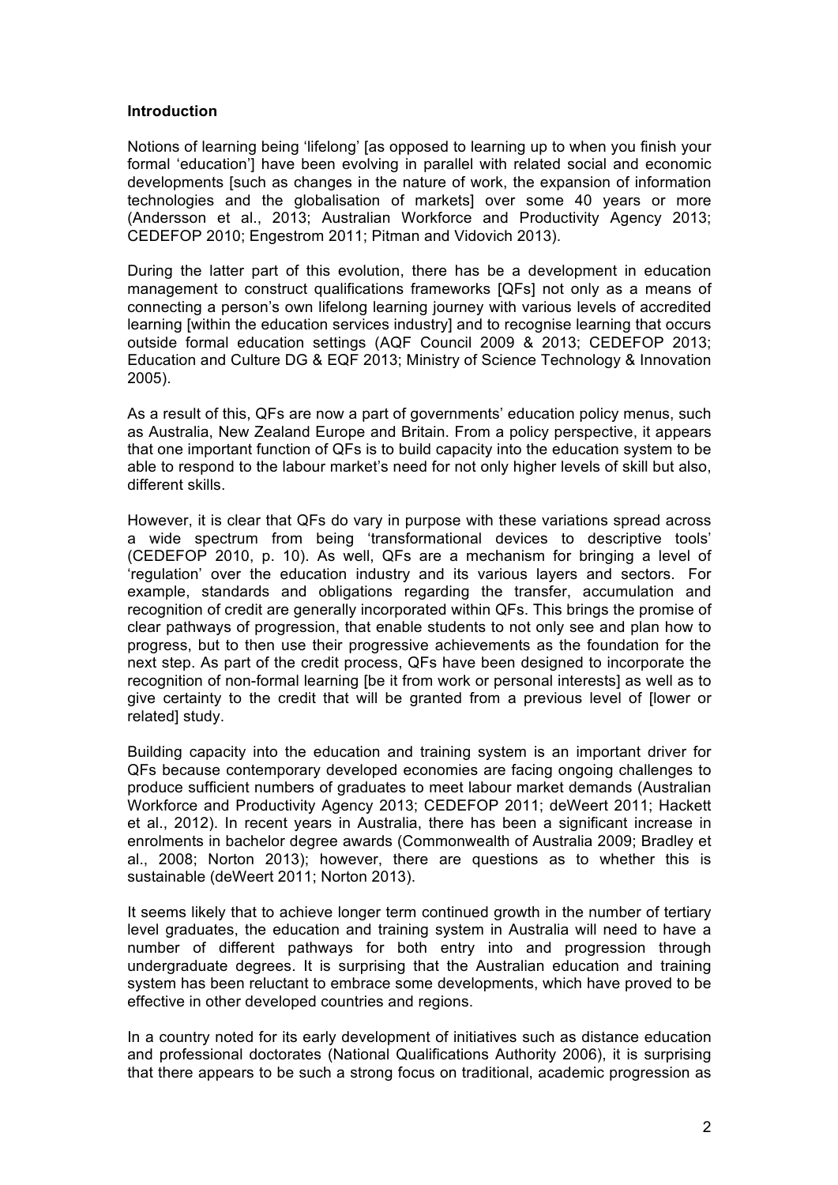**Introduction**

Notions of learning being 'lifelong' [as opposed to learning up to when you finish your formal 'education'] have been evolving in parallel with related social and economic developments [such as changes in the nature of work, the expansion of information technologies and the globalisation of markets] over some 40 years or more (Andersson et al., 2013; Australian Workforce and Productivity Agency 2013; CEDEFOP 2010; Engestrom 2011; Pitman and Vidovich 2013).

During the latter part of this evolution, there has be a development in education management to construct qualifications frameworks [QFs] not only as a means of connecting a person's own lifelong learning journey with various levels of accredited learning [within the education services industry] and to recognise learning that occurs outside formal education settings (AQF Council 2009 & 2013; CEDEFOP 2013; Education and Culture DG & EQF 2013; Ministry of Science Technology & Innovation 2005).

As a result of this, QFs are now a part of governments' education policy menus, such as Australia, New Zealand Europe and Britain. From a policy perspective, it appears that one important function of QFs is to build capacity into the education system to be able to respond to the labour market's need for not only higher levels of skill but also, different skills.

However, it is clear that QFs do vary in purpose with these variations spread across a wide spectrum from being 'transformational devices to descriptive tools' (CEDEFOP 2010, p. 10). As well, QFs are a mechanism for bringing a level of 'regulation' over the education industry and its various layers and sectors. For example, standards and obligations regarding the transfer, accumulation and recognition of credit are generally incorporated within QFs. This brings the promise of clear pathways of progression, that enable students to not only see and plan how to progress, but to then use their progressive achievements as the foundation for the next step. As part of the credit process, QFs have been designed to incorporate the recognition of non-formal learning [be it from work or personal interests] as well as to give certainty to the credit that will be granted from a previous level of [lower or related] study.

Building capacity into the education and training system is an important driver for QFs because contemporary developed economies are facing ongoing challenges to produce sufficient numbers of graduates to meet labour market demands (Australian Workforce and Productivity Agency 2013; CEDEFOP 2011; deWeert 2011; Hackett et al., 2012). In recent years in Australia, there has been a significant increase in enrolments in bachelor degree awards (Commonwealth of Australia 2009; Bradley et al., 2008; Norton 2013); however, there are questions as to whether this is sustainable (deWeert 2011; Norton 2013).

It seems likely that to achieve longer term continued growth in the number of tertiary level graduates, the education and training system in Australia will need to have a number of different pathways for both entry into and progression through undergraduate degrees. It is surprising that the Australian education and training system has been reluctant to embrace some developments, which have proved to be effective in other developed countries and regions.

In a country noted for its early development of initiatives such as distance education and professional doctorates (National Qualifications Authority 2006), it is surprising that there appears to be such a strong focus on traditional, academic progression as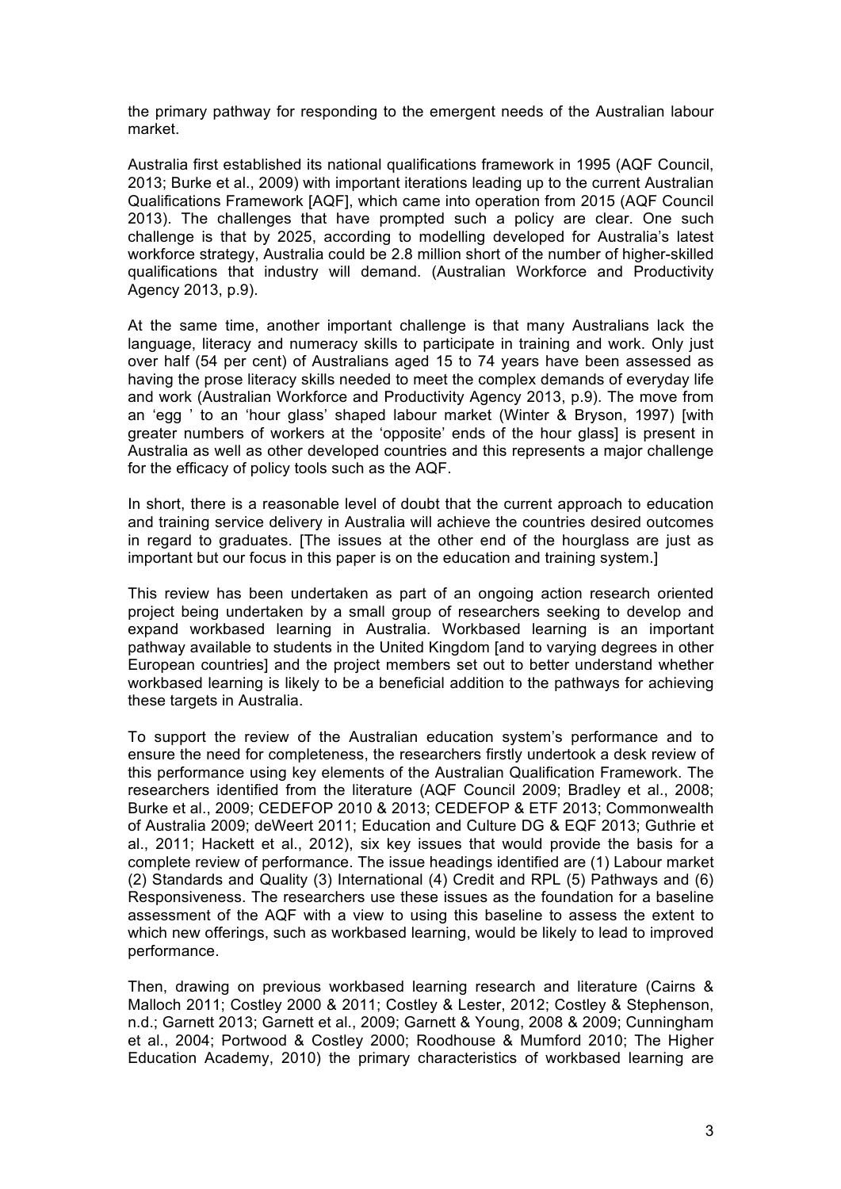the primary pathway for responding to the emergent needs of the Australian labour market.

Australia first established its national qualifications framework in 1995 (AQF Council, 2013; Burke et al., 2009) with important iterations leading up to the current Australian Qualifications Framework [AQF], which came into operation from 2015 (AQF Council 2013). The challenges that have prompted such a policy are clear. One such challenge is that by 2025, according to modelling developed for Australia's latest workforce strategy, Australia could be 2.8 million short of the number of higher-skilled qualifications that industry will demand. (Australian Workforce and Productivity Agency 2013, p.9).

At the same time, another important challenge is that many Australians lack the language, literacy and numeracy skills to participate in training and work. Only just over half (54 per cent) of Australians aged 15 to 74 years have been assessed as having the prose literacy skills needed to meet the complex demands of everyday life and work (Australian Workforce and Productivity Agency 2013, p.9). The move from an 'egg ' to an 'hour glass' shaped labour market (Winter & Bryson, 1997) [with greater numbers of workers at the 'opposite' ends of the hour glass] is present in Australia as well as other developed countries and this represents a major challenge for the efficacy of policy tools such as the AQF.

In short, there is a reasonable level of doubt that the current approach to education and training service delivery in Australia will achieve the countries desired outcomes in regard to graduates. [The issues at the other end of the hourglass are just as important but our focus in this paper is on the education and training system.]

This review has been undertaken as part of an ongoing action research oriented project being undertaken by a small group of researchers seeking to develop and expand workbased learning in Australia. Workbased learning is an important pathway available to students in the United Kingdom [and to varying degrees in other European countries] and the project members set out to better understand whether workbased learning is likely to be a beneficial addition to the pathways for achieving these targets in Australia.

To support the review of the Australian education system's performance and to ensure the need for completeness, the researchers firstly undertook a desk review of this performance using key elements of the Australian Qualification Framework. The researchers identified from the literature (AQF Council 2009; Bradley et al., 2008; Burke et al., 2009; CEDEFOP 2010 & 2013; CEDEFOP & ETF 2013; Commonwealth of Australia 2009; deWeert 2011; Education and Culture DG & EQF 2013; Guthrie et al., 2011; Hackett et al., 2012), six key issues that would provide the basis for a complete review of performance. The issue headings identified are (1) Labour market (2) Standards and Quality (3) International (4) Credit and RPL (5) Pathways and (6) Responsiveness. The researchers use these issues as the foundation for a baseline assessment of the AQF with a view to using this baseline to assess the extent to which new offerings, such as workbased learning, would be likely to lead to improved performance.

Then, drawing on previous workbased learning research and literature (Cairns & Malloch 2011; Costley 2000 & 2011; Costley & Lester, 2012; Costley & Stephenson, n.d.; Garnett 2013; Garnett et al., 2009; Garnett & Young, 2008 & 2009; Cunningham et al., 2004; Portwood & Costley 2000; Roodhouse & Mumford 2010; The Higher Education Academy, 2010) the primary characteristics of workbased learning are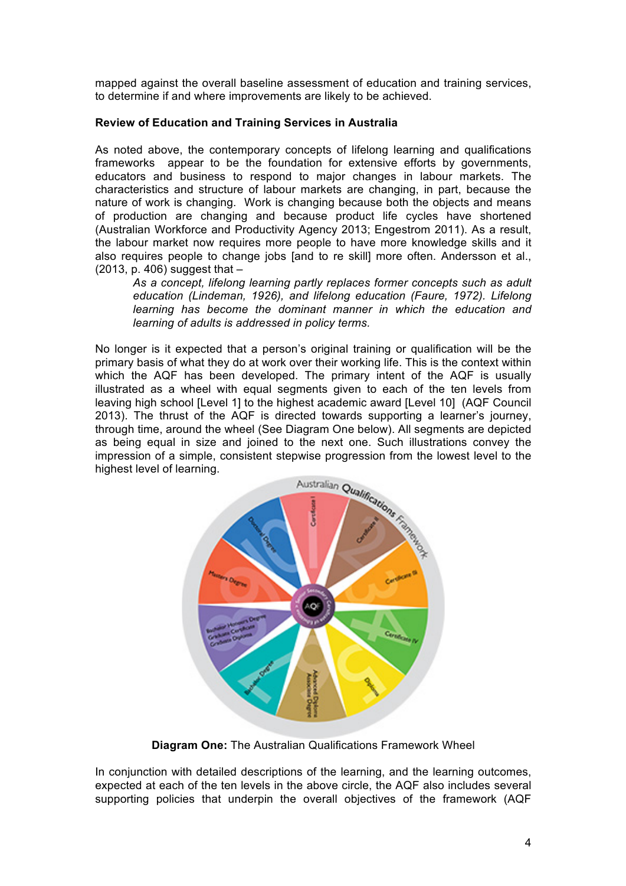mapped against the overall baseline assessment of education and training services, to determine if and where improvements are likely to be achieved.

**Review of Education and Training Services in Australia**

As noted above, the contemporary concepts of lifelong learning and qualifications frameworks appear to be the foundation for extensive efforts by governments, educators and business to respond to major changes in labour markets. The characteristics and structure of labour markets are changing, in part, because the nature of work is changing. Work is changing because both the objects and means of production are changing and because product life cycles have shortened (Australian Workforce and Productivity Agency 2013; Engestrom 2011). As a result, the labour market now requires more people to have more knowledge skills and it also requires people to change jobs [and to re skill] more often. Andersson et al., (2013, p. 406) suggest that –

> *As a concept, lifelong learning partly replaces former concepts such as adult education (Lindeman, 1926), and lifelong education (Faure, 1972). Lifelong learning has become the dominant manner in which the education and learning of adults is addressed in policy terms.*

No longer is it expected that a person's original training or qualification will be the primary basis of what they do at work over their working life. This is the context within which the AQF has been developed. The primary intent of the AQF is usually illustrated as a wheel with equal segments given to each of the ten levels from leaving high school [Level 1] to the highest academic award [Level 10] (AQF Council 2013). The thrust of the AQF is directed towards supporting a learner's journey, through time, around the wheel (See Diagram One below). All segments are depicted as being equal in size and joined to the next one. Such illustrations convey the impression of a simple, consistent stepwise progression from the lowest level to the highest level of learning.

**Diagram One:** The Australian Qualifications Framework Wheel

In conjunction with detailed descriptions of the learning, and the learning outcomes, expected at each of the ten levels in the above circle, the AQF also includes several supporting policies that underpin the overall objectives of the framework (AQF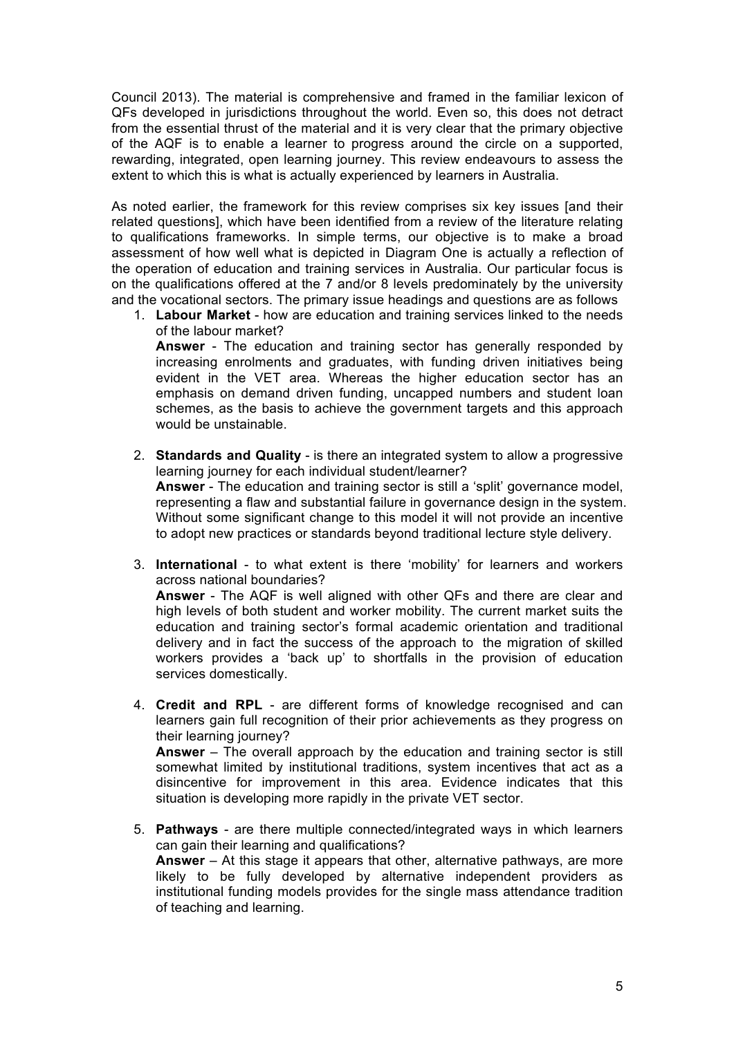Council 2013). The material is comprehensive and framed in the familiar lexicon of QFs developed in jurisdictions throughout the world. Even so, this does not detract from the essential thrust of the material and it is very clear that the primary objective of the AQF is to enable a learner to progress around the circle on a supported, rewarding, integrated, open learning journey. This review endeavours to assess the extent to which this is what is actually experienced by learners in Australia.

As noted earlier, the framework for this review comprises six key issues [and their related questions], which have been identified from a review of the literature relating to qualifications frameworks. In simple terms, our objective is to make a broad assessment of how well what is depicted in Diagram One is actually a reflection of the operation of education and training services in Australia. Our particular focus is on the qualifications offered at the 7 and/or 8 levels predominately by the university and the vocational sectors. The primary issue headings and questions are as follows

1. **Labour Market** - how are education and training services linked to the needs of the labour market?

   **Answer** - The education and training sector has generally responded by increasing enrolments and graduates, with funding driven initiatives being evident in the VET area. Whereas the higher education sector has an emphasis on demand driven funding, uncapped numbers and student loan schemes, as the basis to achieve the government targets and this approach would be unstainable.

2. **Standards and Quality** - is there an integrated system to allow a progressive learning journey for each individual student/learner?

   **Answer** - The education and training sector is still a 'split' governance model, representing a flaw and substantial failure in governance design in the system. Without some significant change to this model it will not provide an incentive to adopt new practices or standards beyond traditional lecture style delivery.

3. **International** - to what extent is there 'mobility' for learners and workers across national boundaries?

   **Answer** - The AQF is well aligned with other QFs and there are clear and high levels of both student and worker mobility. The current market suits the education and training sector's formal academic orientation and traditional delivery and in fact the success of the approach to the migration of skilled workers provides a 'back up' to shortfalls in the provision of education services domestically.

4. **Credit and RPL** - are different forms of knowledge recognised and can learners gain full recognition of their prior achievements as they progress on their learning journey?

   **Answer** – The overall approach by the education and training sector is still somewhat limited by institutional traditions, system incentives that act as a disincentive for improvement in this area. Evidence indicates that this situation is developing more rapidly in the private VET sector.

5. **Pathways** - are there multiple connected/integrated ways in which learners can gain their learning and qualifications?

   **Answer** – At this stage it appears that other, alternative pathways, are more likely to be fully developed by alternative independent providers as institutional funding models provides for the single mass attendance tradition of teaching and learning.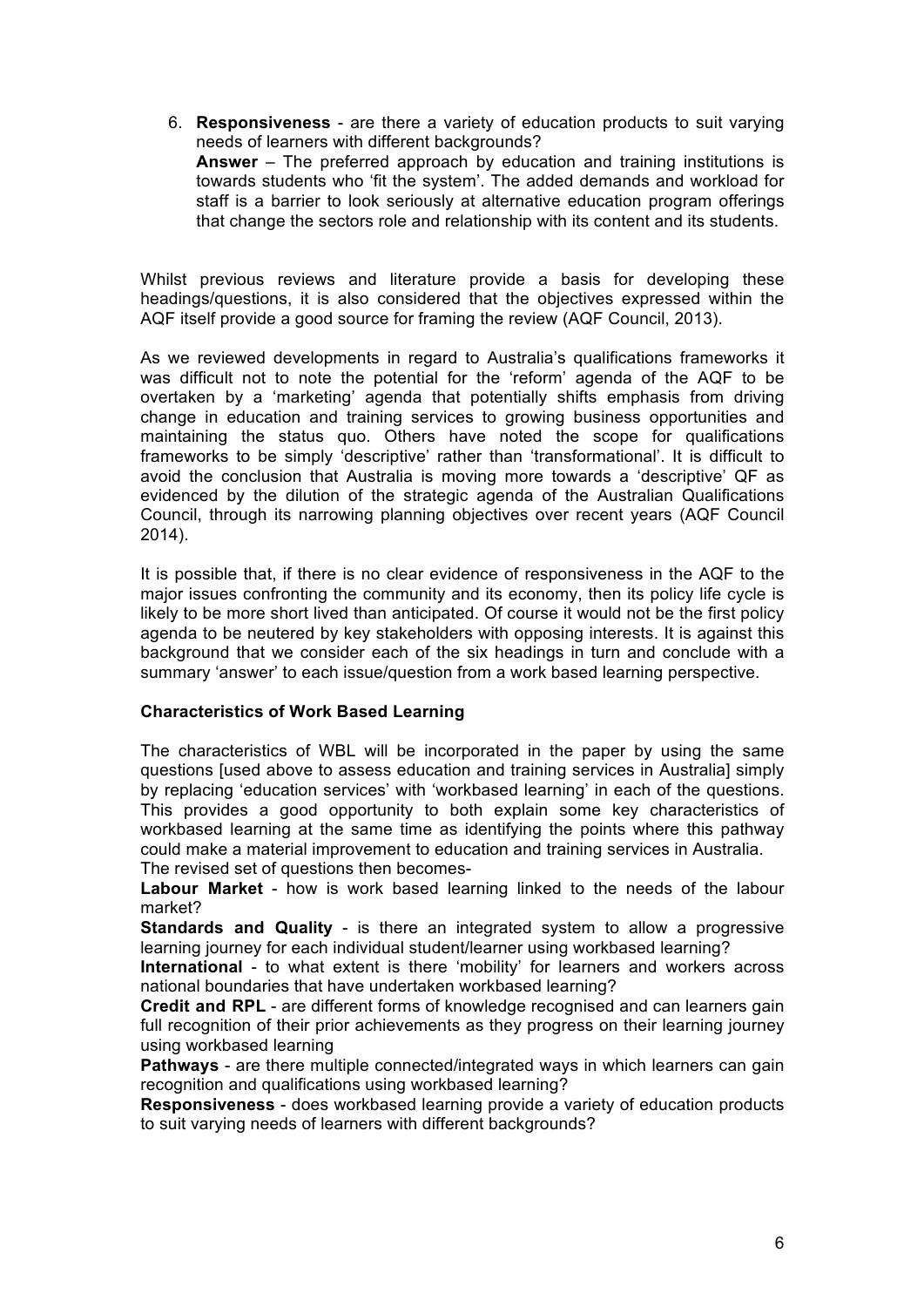6. **Responsiveness** - are there a variety of education products to suit varying needs of learners with different backgrounds?
   **Answer** – The preferred approach by education and training institutions is towards students who 'fit the system'. The added demands and workload for staff is a barrier to look seriously at alternative education program offerings that change the sectors role and relationship with its content and its students.

Whilst previous reviews and literature provide a basis for developing these headings/questions, it is also considered that the objectives expressed within the AQF itself provide a good source for framing the review (AQF Council, 2013).

As we reviewed developments in regard to Australia's qualifications frameworks it was difficult not to note the potential for the 'reform' agenda of the AQF to be overtaken by a 'marketing' agenda that potentially shifts emphasis from driving change in education and training services to growing business opportunities and maintaining the status quo. Others have noted the scope for qualifications frameworks to be simply 'descriptive' rather than 'transformational'. It is difficult to avoid the conclusion that Australia is moving more towards a 'descriptive' QF as evidenced by the dilution of the strategic agenda of the Australian Qualifications Council, through its narrowing planning objectives over recent years (AQF Council 2014).

It is possible that, if there is no clear evidence of responsiveness in the AQF to the major issues confronting the community and its economy, then its policy life cycle is likely to be more short lived than anticipated. Of course it would not be the first policy agenda to be neutered by key stakeholders with opposing interests. It is against this background that we consider each of the six headings in turn and conclude with a summary 'answer' to each issue/question from a work based learning perspective.

**Characteristics of Work Based Learning**

The characteristics of WBL will be incorporated in the paper by using the same questions [used above to assess education and training services in Australia] simply by replacing 'education services' with 'workbased learning' in each of the questions. This provides a good opportunity to both explain some key characteristics of workbased learning at the same time as identifying the points where this pathway could make a material improvement to education and training services in Australia. The revised set of questions then becomes-

**Labour Market** - how is work based learning linked to the needs of the labour market?

**Standards and Quality** - is there an integrated system to allow a progressive learning journey for each individual student/learner using workbased learning?

**International** - to what extent is there 'mobility' for learners and workers across national boundaries that have undertaken workbased learning?

**Credit and RPL** - are different forms of knowledge recognised and can learners gain full recognition of their prior achievements as they progress on their learning journey using workbased learning

**Pathways** - are there multiple connected/integrated ways in which learners can gain recognition and qualifications using workbased learning?

**Responsiveness** - does workbased learning provide a variety of education products to suit varying needs of learners with different backgrounds?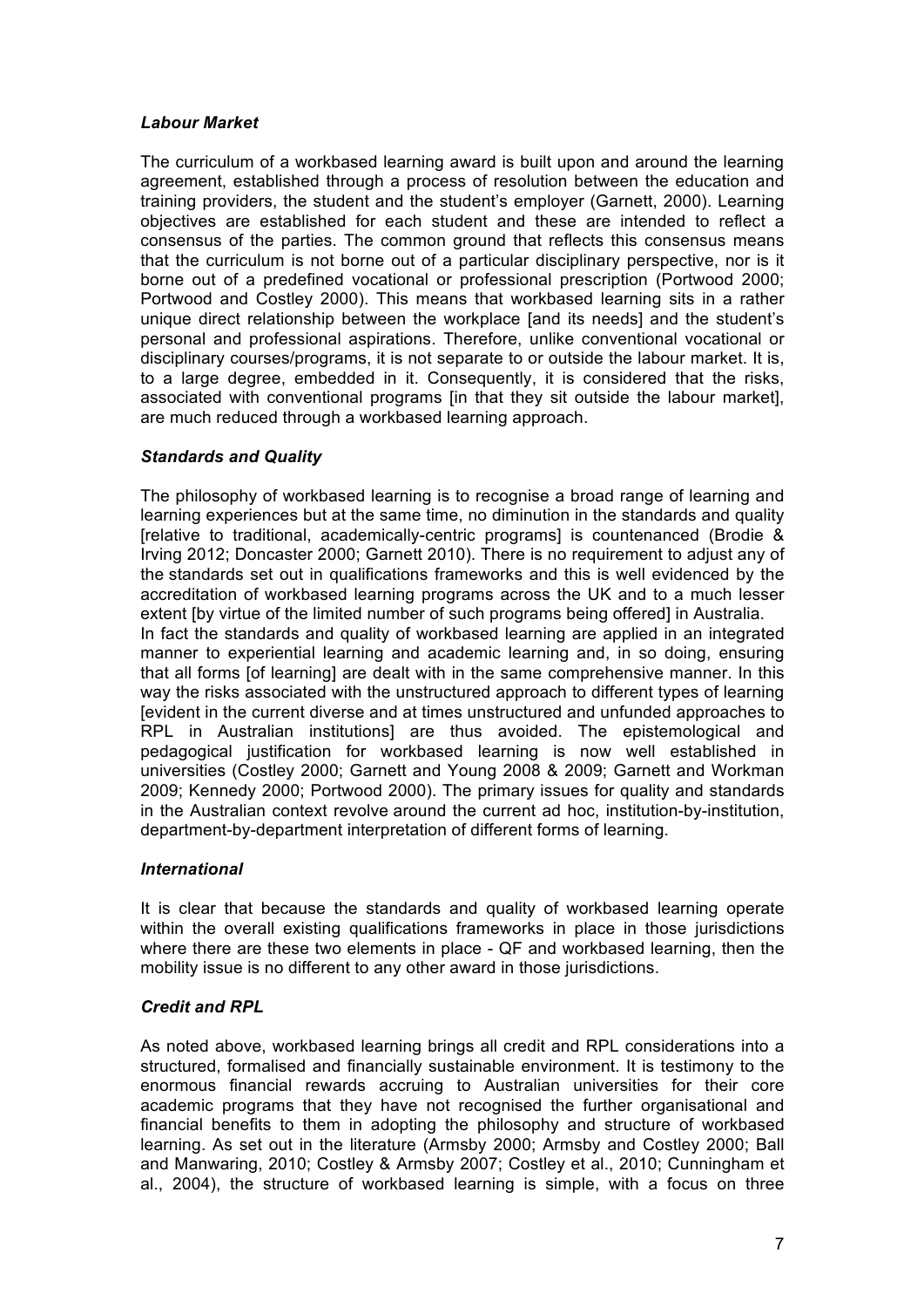### *Labour Market*

The curriculum of a workbased learning award is built upon and around the learning agreement, established through a process of resolution between the education and training providers, the student and the student's employer (Garnett, 2000). Learning objectives are established for each student and these are intended to reflect a consensus of the parties. The common ground that reflects this consensus means that the curriculum is not borne out of a particular disciplinary perspective, nor is it borne out of a predefined vocational or professional prescription (Portwood 2000; Portwood and Costley 2000). This means that workbased learning sits in a rather unique direct relationship between the workplace [and its needs] and the student's personal and professional aspirations. Therefore, unlike conventional vocational or disciplinary courses/programs, it is not separate to or outside the labour market. It is, to a large degree, embedded in it. Consequently, it is considered that the risks, associated with conventional programs [in that they sit outside the labour market], are much reduced through a workbased learning approach.

### *Standards and Quality*

The philosophy of workbased learning is to recognise a broad range of learning and learning experiences but at the same time, no diminution in the standards and quality [relative to traditional, academically-centric programs] is countenanced (Brodie & Irving 2012; Doncaster 2000; Garnett 2010). There is no requirement to adjust any of the standards set out in qualifications frameworks and this is well evidenced by the accreditation of workbased learning programs across the UK and to a much lesser extent [by virtue of the limited number of such programs being offered] in Australia.
In fact the standards and quality of workbased learning are applied in an integrated manner to experiential learning and academic learning and, in so doing, ensuring that all forms [of learning] are dealt with in the same comprehensive manner. In this way the risks associated with the unstructured approach to different types of learning [evident in the current diverse and at times unstructured and unfunded approaches to RPL in Australian institutions] are thus avoided. The epistemological and pedagogical justification for workbased learning is now well established in universities (Costley 2000; Garnett and Young 2008 & 2009; Garnett and Workman 2009; Kennedy 2000; Portwood 2000). The primary issues for quality and standards in the Australian context revolve around the current ad hoc, institution-by-institution, department-by-department interpretation of different forms of learning.

### *International*

It is clear that because the standards and quality of workbased learning operate within the overall existing qualifications frameworks in place in those jurisdictions where there are these two elements in place - QF and workbased learning, then the mobility issue is no different to any other award in those jurisdictions.

### *Credit and RPL*

As noted above, workbased learning brings all credit and RPL considerations into a structured, formalised and financially sustainable environment. It is testimony to the enormous financial rewards accruing to Australian universities for their core academic programs that they have not recognised the further organisational and financial benefits to them in adopting the philosophy and structure of workbased learning. As set out in the literature (Armsby 2000; Armsby and Costley 2000; Ball and Manwaring, 2010; Costley & Armsby 2007; Costley et al., 2010; Cunningham et al., 2004), the structure of workbased learning is simple, with a focus on three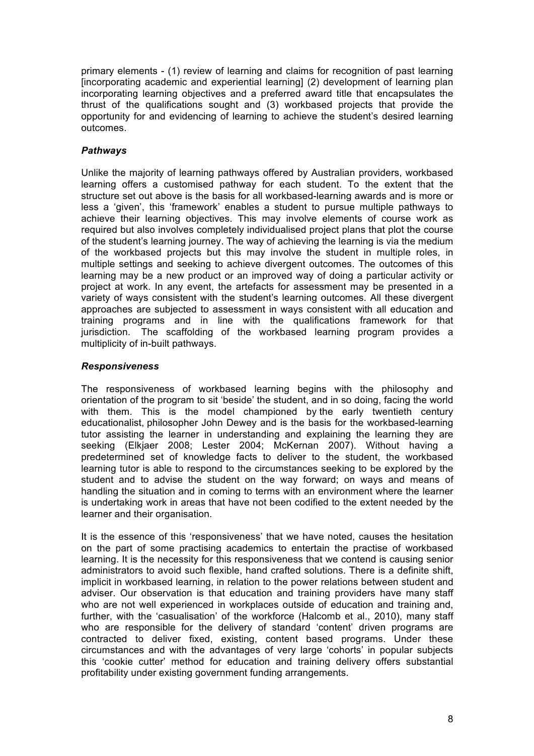primary elements - (1) review of learning and claims for recognition of past learning [incorporating academic and experiential learning] (2) development of learning plan incorporating learning objectives and a preferred award title that encapsulates the thrust of the qualifications sought and (3) workbased projects that provide the opportunity for and evidencing of learning to achieve the student's desired learning outcomes.

### *Pathways*

Unlike the majority of learning pathways offered by Australian providers, workbased learning offers a customised pathway for each student. To the extent that the structure set out above is the basis for all workbased-learning awards and is more or less a 'given', this 'framework' enables a student to pursue multiple pathways to achieve their learning objectives. This may involve elements of course work as required but also involves completely individualised project plans that plot the course of the student's learning journey. The way of achieving the learning is via the medium of the workbased projects but this may involve the student in multiple roles, in multiple settings and seeking to achieve divergent outcomes. The outcomes of this learning may be a new product or an improved way of doing a particular activity or project at work. In any event, the artefacts for assessment may be presented in a variety of ways consistent with the student's learning outcomes. All these divergent approaches are subjected to assessment in ways consistent with all education and training programs and in line with the qualifications framework for that jurisdiction. The scaffolding of the workbased learning program provides a multiplicity of in-built pathways.

### *Responsiveness*

The responsiveness of workbased learning begins with the philosophy and orientation of the program to sit 'beside' the student, and in so doing, facing the world with them. This is the model championed by the early twentieth century educationalist, philosopher John Dewey and is the basis for the workbased-learning tutor assisting the learner in understanding and explaining the learning they are seeking (Elkjaer 2008; Lester 2004; McKernan 2007). Without having a predetermined set of knowledge facts to deliver to the student, the workbased learning tutor is able to respond to the circumstances seeking to be explored by the student and to advise the student on the way forward; on ways and means of handling the situation and in coming to terms with an environment where the learner is undertaking work in areas that have not been codified to the extent needed by the learner and their organisation.

It is the essence of this 'responsiveness' that we have noted, causes the hesitation on the part of some practising academics to entertain the practise of workbased learning. It is the necessity for this responsiveness that we contend is causing senior administrators to avoid such flexible, hand crafted solutions. There is a definite shift, implicit in workbased learning, in relation to the power relations between student and adviser. Our observation is that education and training providers have many staff who are not well experienced in workplaces outside of education and training and, further, with the 'casualisation' of the workforce (Halcomb et al., 2010), many staff who are responsible for the delivery of standard 'content' driven programs are contracted to deliver fixed, existing, content based programs. Under these circumstances and with the advantages of very large 'cohorts' in popular subjects this 'cookie cutter' method for education and training delivery offers substantial profitability under existing government funding arrangements.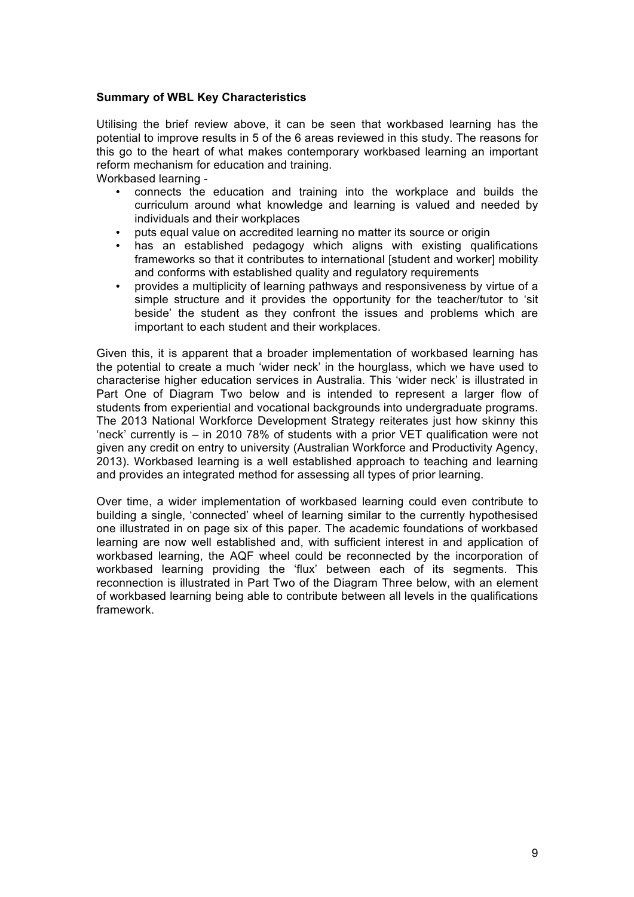**Summary of WBL Key Characteristics**

Utilising the brief review above, it can be seen that workbased learning has the potential to improve results in 5 of the 6 areas reviewed in this study. The reasons for this go to the heart of what makes contemporary workbased learning an important reform mechanism for education and training.

Workbased learning -

- connects the education and training into the workplace and builds the curriculum around what knowledge and learning is valued and needed by individuals and their workplaces
- puts equal value on accredited learning no matter its source or origin
- has an established pedagogy which aligns with existing qualifications frameworks so that it contributes to international [student and worker] mobility and conforms with established quality and regulatory requirements
- provides a multiplicity of learning pathways and responsiveness by virtue of a simple structure and it provides the opportunity for the teacher/tutor to 'sit beside' the student as they confront the issues and problems which are important to each student and their workplaces.

Given this, it is apparent that a broader implementation of workbased learning has the potential to create a much 'wider neck' in the hourglass, which we have used to characterise higher education services in Australia. This 'wider neck' is illustrated in Part One of Diagram Two below and is intended to represent a larger flow of students from experiential and vocational backgrounds into undergraduate programs. The 2013 National Workforce Development Strategy reiterates just how skinny this 'neck' currently is – in 2010 78% of students with a prior VET qualification were not given any credit on entry to university (Australian Workforce and Productivity Agency, 2013). Workbased learning is a well established approach to teaching and learning and provides an integrated method for assessing all types of prior learning.

Over time, a wider implementation of workbased learning could even contribute to building a single, 'connected' wheel of learning similar to the currently hypothesised one illustrated in on page six of this paper. The academic foundations of workbased learning are now well established and, with sufficient interest in and application of workbased learning, the AQF wheel could be reconnected by the incorporation of workbased learning providing the 'flux' between each of its segments. This reconnection is illustrated in Part Two of the Diagram Three below, with an element of workbased learning being able to contribute between all levels in the qualifications framework.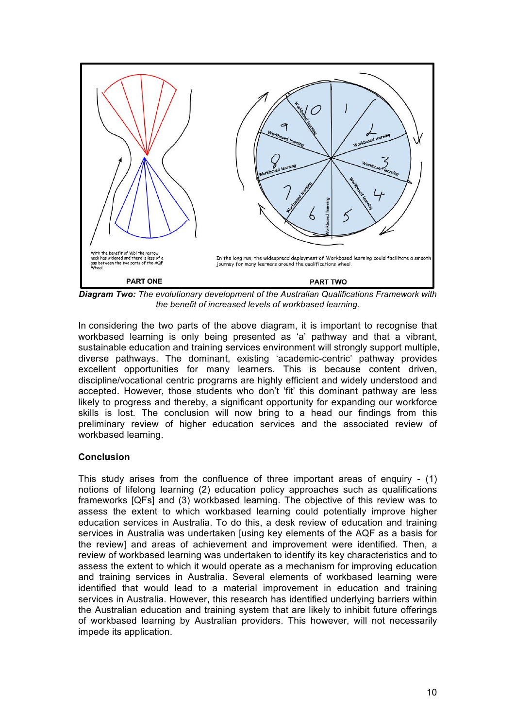With the benefit of Wbl the narrow neck has widened and there is less of a gap between the two parts of the AQF Wheel

In the long run, the widespread deployment of Workbased learning could facilitate a smooth journey for many learners around the qualifications wheel.

PART ONE

PART TWO

***Diagram Two:*** *The evolutionary development of the Australian Qualifications Framework with the benefit of increased levels of workbased learning.*

In considering the two parts of the above diagram, it is important to recognise that workbased learning is only being presented as 'a' pathway and that a vibrant, sustainable education and training services environment will strongly support multiple, diverse pathways. The dominant, existing 'academic-centric' pathway provides excellent opportunities for many learners. This is because content driven, discipline/vocational centric programs are highly efficient and widely understood and accepted. However, those students who don't 'fit' this dominant pathway are less likely to progress and thereby, a significant opportunity for expanding our workforce skills is lost. The conclusion will now bring to a head our findings from this preliminary review of higher education services and the associated review of workbased learning.

### Conclusion

This study arises from the confluence of three important areas of enquiry - (1) notions of lifelong learning (2) education policy approaches such as qualifications frameworks [QFs] and (3) workbased learning. The objective of this review was to assess the extent to which workbased learning could potentially improve higher education services in Australia. To do this, a desk review of education and training services in Australia was undertaken [using key elements of the AQF as a basis for the review] and areas of achievement and improvement were identified. Then, a review of workbased learning was undertaken to identify its key characteristics and to assess the extent to which it would operate as a mechanism for improving education and training services in Australia. Several elements of workbased learning were identified that would lead to a material improvement in education and training services in Australia. However, this research has identified underlying barriers within the Australian education and training system that are likely to inhibit future offerings of workbased learning by Australian providers. This however, will not necessarily impede its application.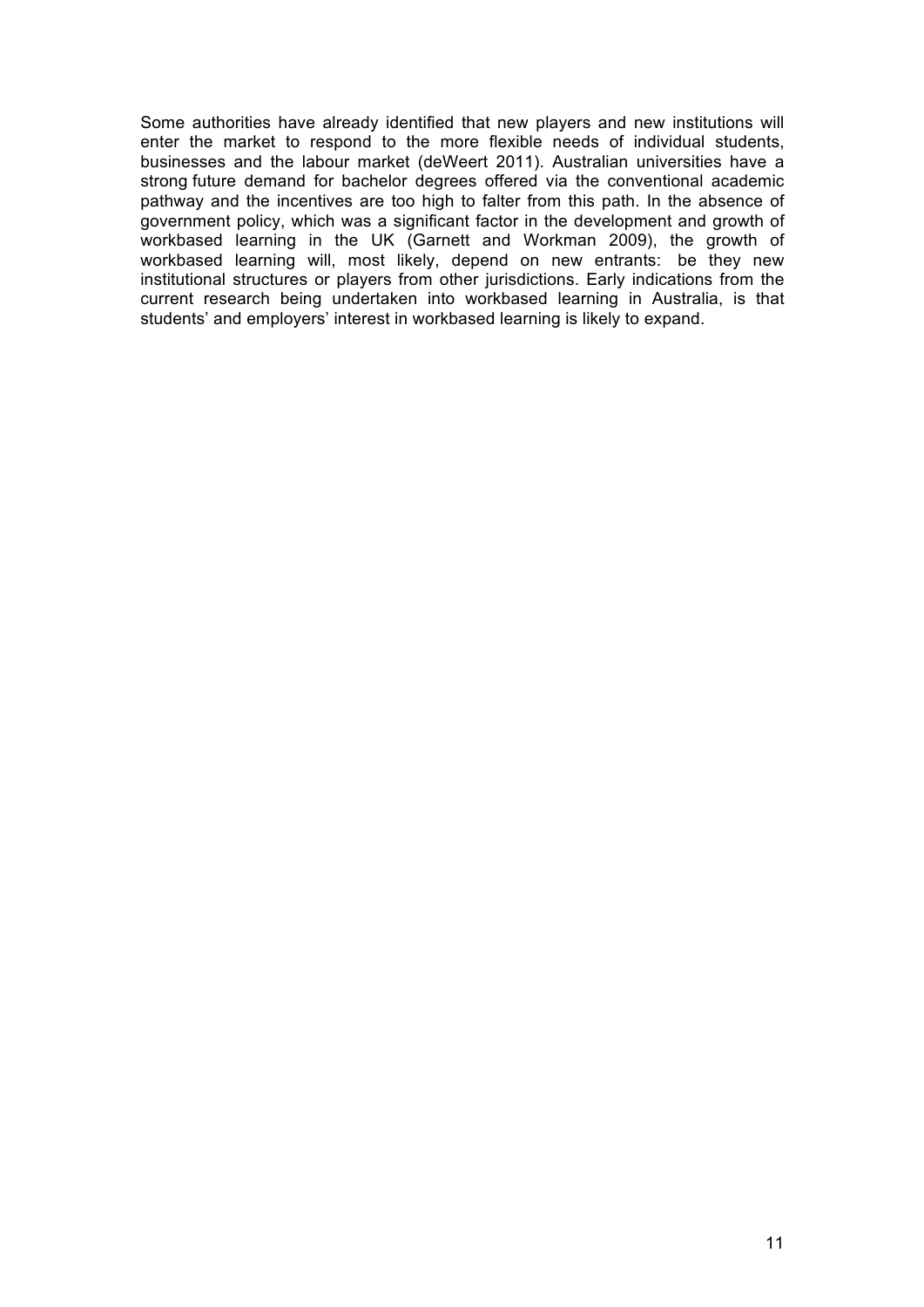Some authorities have already identified that new players and new institutions will enter the market to respond to the more flexible needs of individual students, businesses and the labour market (deWeert 2011). Australian universities have a strong future demand for bachelor degrees offered via the conventional academic pathway and the incentives are too high to falter from this path. In the absence of government policy, which was a significant factor in the development and growth of workbased learning in the UK (Garnett and Workman 2009), the growth of workbased learning will, most likely, depend on new entrants: be they new institutional structures or players from other jurisdictions. Early indications from the current research being undertaken into workbased learning in Australia, is that students' and employers' interest in workbased learning is likely to expand.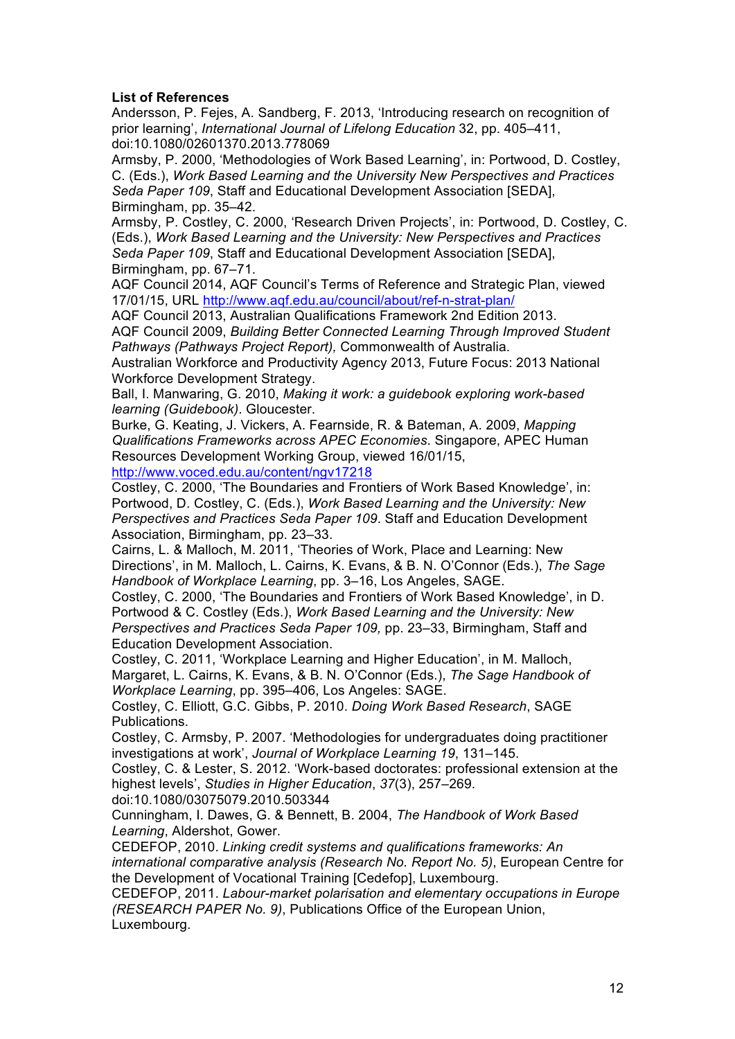**List of References**

Andersson, P. Fejes, A. Sandberg, F. 2013, 'Introducing research on recognition of prior learning', *International Journal of Lifelong Education* 32, pp. 405–411, doi:10.1080/02601370.2013.778069

Armsby, P. 2000, 'Methodologies of Work Based Learning', in: Portwood, D. Costley, C. (Eds.), *Work Based Learning and the University New Perspectives and Practices Seda Paper 109*, Staff and Educational Development Association [SEDA], Birmingham, pp. 35–42.

Armsby, P. Costley, C. 2000, 'Research Driven Projects', in: Portwood, D. Costley, C. (Eds.), *Work Based Learning and the University: New Perspectives and Practices Seda Paper 109*, Staff and Educational Development Association [SEDA], Birmingham, pp. 67–71.

AQF Council 2014, AQF Council's Terms of Reference and Strategic Plan, viewed 17/01/15, URL http://www.aqf.edu.au/council/about/ref-n-strat-plan/

AQF Council 2013, Australian Qualifications Framework 2nd Edition 2013.

AQF Council 2009, *Building Better Connected Learning Through Improved Student Pathways (Pathways Project Report),* Commonwealth of Australia.

Australian Workforce and Productivity Agency 2013, Future Focus: 2013 National Workforce Development Strategy.

Ball, I. Manwaring, G. 2010, *Making it work: a guidebook exploring work-based learning (Guidebook)*. Gloucester.

Burke, G. Keating, J. Vickers, A. Fearnside, R. & Bateman, A. 2009, *Mapping Qualifications Frameworks across APEC Economies*. Singapore, APEC Human Resources Development Working Group, viewed 16/01/15, http://www.voced.edu.au/content/ngv17218

Costley, C. 2000, 'The Boundaries and Frontiers of Work Based Knowledge', in: Portwood, D. Costley, C. (Eds.), *Work Based Learning and the University: New Perspectives and Practices Seda Paper 109*. Staff and Education Development Association, Birmingham, pp. 23–33.

Cairns, L. & Malloch, M. 2011, 'Theories of Work, Place and Learning: New Directions', in M. Malloch, L. Cairns, K. Evans, & B. N. O'Connor (Eds.), *The Sage Handbook of Workplace Learning*, pp. 3–16, Los Angeles, SAGE.

Costley, C. 2000, 'The Boundaries and Frontiers of Work Based Knowledge', in D. Portwood & C. Costley (Eds.), *Work Based Learning and the University: New Perspectives and Practices Seda Paper 109,* pp. 23–33, Birmingham, Staff and Education Development Association.

Costley, C. 2011, 'Workplace Learning and Higher Education', in M. Malloch, Margaret, L. Cairns, K. Evans, & B. N. O'Connor (Eds.), *The Sage Handbook of Workplace Learning*, pp. 395–406, Los Angeles: SAGE.

Costley, C. Elliott, G.C. Gibbs, P. 2010. *Doing Work Based Research*, SAGE Publications.

Costley, C. Armsby, P. 2007. 'Methodologies for undergraduates doing practitioner investigations at work', *Journal of Workplace Learning 19*, 131–145.

Costley, C. & Lester, S. 2012. 'Work-based doctorates: professional extension at the highest levels', *Studies in Higher Education*, *37*(3), 257–269. doi:10.1080/03075079.2010.503344

Cunningham, I. Dawes, G. & Bennett, B. 2004, *The Handbook of Work Based Learning*, Aldershot, Gower.

CEDEFOP, 2010. *Linking credit systems and qualifications frameworks: An international comparative analysis (Research No. Report No. 5)*, European Centre for the Development of Vocational Training [Cedefop], Luxembourg.

CEDEFOP, 2011. *Labour-market polarisation and elementary occupations in Europe (RESEARCH PAPER No. 9)*, Publications Office of the European Union, Luxembourg.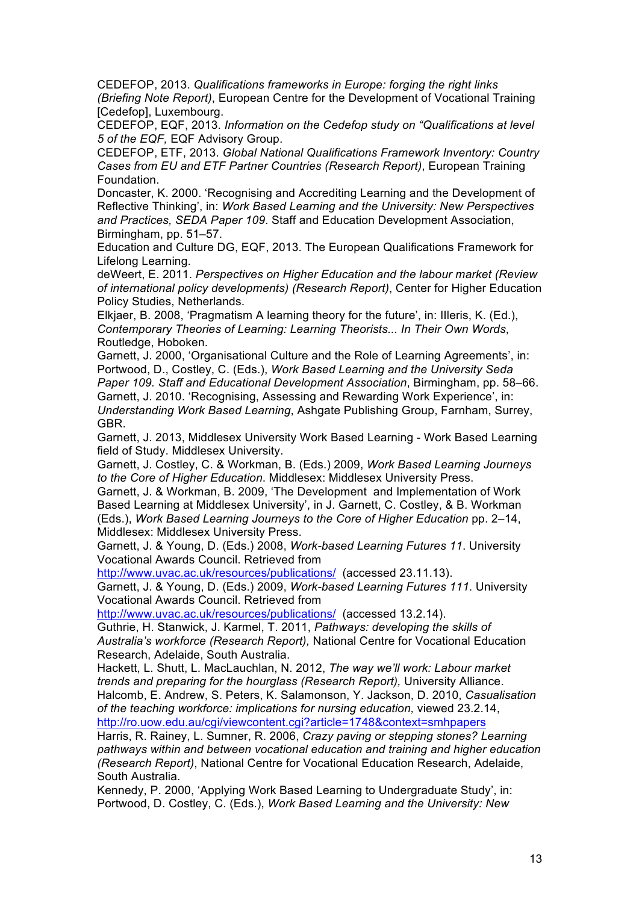CEDEFOP, 2013. *Qualifications frameworks in Europe: forging the right links (Briefing Note Report)*, European Centre for the Development of Vocational Training [Cedefop], Luxembourg.

CEDEFOP, EQF, 2013. *Information on the Cedefop study on "Qualifications at level 5 of the EQF,* EQF Advisory Group.

CEDEFOP, ETF, 2013. *Global National Qualifications Framework Inventory: Country Cases from EU and ETF Partner Countries (Research Report)*, European Training Foundation.

Doncaster, K. 2000. 'Recognising and Accrediting Learning and the Development of Reflective Thinking', in: *Work Based Learning and the University: New Perspectives and Practices, SEDA Paper 109*. Staff and Education Development Association, Birmingham, pp. 51–57.

Education and Culture DG, EQF, 2013. The European Qualifications Framework for Lifelong Learning.

deWeert, E. 2011. *Perspectives on Higher Education and the labour market (Review of international policy developments) (Research Report)*, Center for Higher Education Policy Studies, Netherlands.

Elkjaer, B. 2008, 'Pragmatism A learning theory for the future', in: Illeris, K. (Ed.), *Contemporary Theories of Learning: Learning Theorists... In Their Own Words*, Routledge, Hoboken.

Garnett, J. 2000, 'Organisational Culture and the Role of Learning Agreements', in: Portwood, D., Costley, C. (Eds.), *Work Based Learning and the University Seda Paper 109. Staff and Educational Development Association*, Birmingham, pp. 58–66.

Garnett, J. 2010. 'Recognising, Assessing and Rewarding Work Experience', in: *Understanding Work Based Learning*, Ashgate Publishing Group, Farnham, Surrey, GBR.

Garnett, J. 2013, Middlesex University Work Based Learning - Work Based Learning field of Study. Middlesex University.

Garnett, J. Costley, C. & Workman, B. (Eds.) 2009, *Work Based Learning Journeys to the Core of Higher Education*. Middlesex: Middlesex University Press.

Garnett, J. & Workman, B. 2009, 'The Development and Implementation of Work Based Learning at Middlesex University', in J. Garnett, C. Costley, & B. Workman (Eds.), *Work Based Learning Journeys to the Core of Higher Education* pp. 2–14, Middlesex: Middlesex University Press.

Garnett, J. & Young, D. (Eds.) 2008, *Work-based Learning Futures 11*. University Vocational Awards Council. Retrieved from http://www.uvac.ac.uk/resources/publications/ (accessed 23.11.13).

Garnett, J. & Young, D. (Eds.) 2009, *Work-based Learning Futures 111*. University Vocational Awards Council. Retrieved from http://www.uvac.ac.uk/resources/publications/ (accessed 13.2.14).

Guthrie, H. Stanwick, J. Karmel, T. 2011, *Pathways: developing the skills of Australia's workforce (Research Report),* National Centre for Vocational Education Research, Adelaide, South Australia.

Hackett, L. Shutt, L. MacLauchlan, N. 2012, *The way we'll work: Labour market trends and preparing for the hourglass (Research Report),* University Alliance.

Halcomb, E. Andrew, S. Peters, K. Salamonson, Y. Jackson, D. 2010, *Casualisation of the teaching workforce: implications for nursing education,* viewed 23.2.14, http://ro.uow.edu.au/cgi/viewcontent.cgi?article=1748&context=smhpapers

Harris, R. Rainey, L. Sumner, R. 2006, *Crazy paving or stepping stones? Learning pathways within and between vocational education and training and higher education (Research Report)*, National Centre for Vocational Education Research, Adelaide, South Australia.

Kennedy, P. 2000, 'Applying Work Based Learning to Undergraduate Study', in: Portwood, D. Costley, C. (Eds.), *Work Based Learning and the University: New*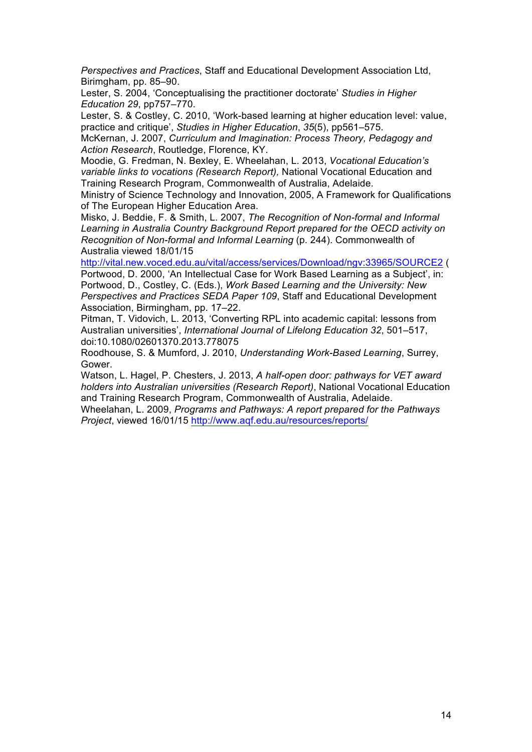*Perspectives and Practices*, Staff and Educational Development Association Ltd, Birimgham, pp. 85–90.

Lester, S. 2004, 'Conceptualising the practitioner doctorate' *Studies in Higher Education 29*, pp757–770.

Lester, S. & Costley, C. 2010, 'Work-based learning at higher education level: value, practice and critique', *Studies in Higher Education*, *35*(5), pp561–575.

McKernan, J. 2007, *Curriculum and Imagination: Process Theory, Pedagogy and Action Research*, Routledge, Florence, KY.

Moodie, G. Fredman, N. Bexley, E. Wheelahan, L. 2013, *Vocational Education's variable links to vocations (Research Report),* National Vocational Education and Training Research Program, Commonwealth of Australia, Adelaide.

Ministry of Science Technology and Innovation, 2005, A Framework for Qualifications of The European Higher Education Area.

Misko, J. Beddie, F. & Smith, L. 2007, *The Recognition of Non-formal and Informal Learning in Australia Country Background Report prepared for the OECD activity on Recognition of Non-formal and Informal Learning* (p. 244). Commonwealth of Australia viewed 18/01/15 http://vital.new.voced.edu.au/vital/access/services/Download/ngv:33965/SOURCE2 (

Portwood, D. 2000, 'An Intellectual Case for Work Based Learning as a Subject', in: Portwood, D., Costley, C. (Eds.), *Work Based Learning and the University: New Perspectives and Practices SEDA Paper 109*, Staff and Educational Development Association, Birmingham, pp. 17–22.

Pitman, T. Vidovich, L. 2013, 'Converting RPL into academic capital: lessons from Australian universities', *International Journal of Lifelong Education 32*, 501–517, doi:10.1080/02601370.2013.778075

Roodhouse, S. & Mumford, J. 2010, *Understanding Work-Based Learning*, Surrey, Gower.

Watson, L. Hagel, P. Chesters, J. 2013, *A half-open door: pathways for VET award holders into Australian universities (Research Report)*, National Vocational Education and Training Research Program, Commonwealth of Australia, Adelaide.

Wheelahan, L. 2009, *Programs and Pathways: A report prepared for the Pathways Project*, viewed 16/01/15 http://www.aqf.edu.au/resources/reports/